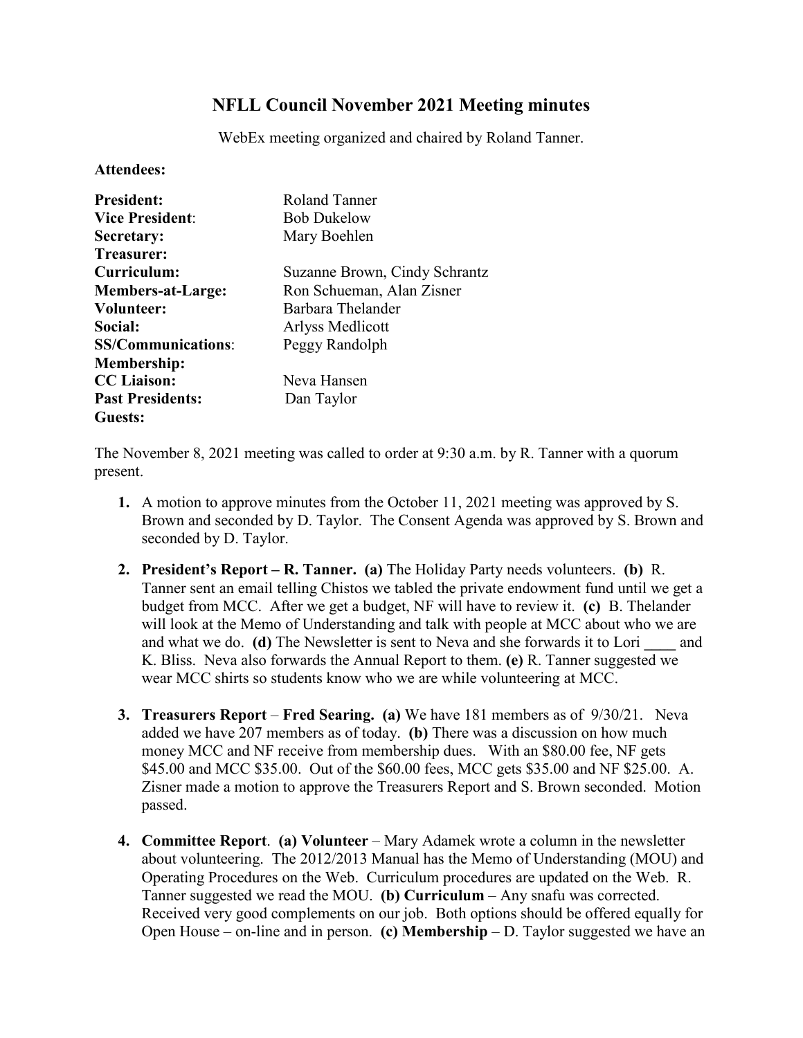# NFLL Council November 2021 Meeting minutes

WebEx meeting organized and chaired by Roland Tanner.

**Attendees:**

| | |
|---|---|
| **President:** | Roland Tanner |
| **Vice President**: | Bob Dukelow |
| **Secretary:** | Mary Boehlen |
| **Treasurer:** | |
| **Curriculum:** | Suzanne Brown, Cindy Schrantz |
| **Members-at-Large:** | Ron Schueman, Alan Zisner |
| **Volunteer:** | Barbara Thelander |
| **Social:** | Arlyss Medlicott |
| **SS/Communications**: | Peggy Randolph |
| **Membership:** | |
| **CC Liaison:** | Neva Hansen |
| **Past Presidents:** | Dan Taylor |
| **Guests:** | |

The November 8, 2021 meeting was called to order at 9:30 a.m. by R. Tanner with a quorum present.

1. A motion to approve minutes from the October 11, 2021 meeting was approved by S. Brown and seconded by D. Taylor. The Consent Agenda was approved by S. Brown and seconded by D. Taylor.

2. **President's Report – R. Tanner. (a)** The Holiday Party needs volunteers. **(b)** R. Tanner sent an email telling Chistos we tabled the private endowment fund until we get a budget from MCC. After we get a budget, NF will have to review it. **(c)** B. Thelander will look at the Memo of Understanding and talk with people at MCC about who we are and what we do. **(d)** The Newsletter is sent to Neva and she forwards it to Lori ____ and K. Bliss. Neva also forwards the Annual Report to them. **(e)** R. Tanner suggested we wear MCC shirts so students know who we are while volunteering at MCC.

3. **Treasurers Report** – **Fred Searing. (a)** We have 181 members as of 9/30/21. Neva added we have 207 members as of today. **(b)** There was a discussion on how much money MCC and NF receive from membership dues. With an \$80.00 fee, NF gets \$45.00 and MCC \$35.00. Out of the \$60.00 fees, MCC gets \$35.00 and NF \$25.00. A. Zisner made a motion to approve the Treasurers Report and S. Brown seconded. Motion passed.

4. **Committee Report**. **(a) Volunteer** – Mary Adamek wrote a column in the newsletter about volunteering. The 2012/2013 Manual has the Memo of Understanding (MOU) and Operating Procedures on the Web. Curriculum procedures are updated on the Web. R. Tanner suggested we read the MOU. **(b) Curriculum** – Any snafu was corrected. Received very good complements on our job. Both options should be offered equally for Open House – on-line and in person. **(c) Membership** – D. Taylor suggested we have an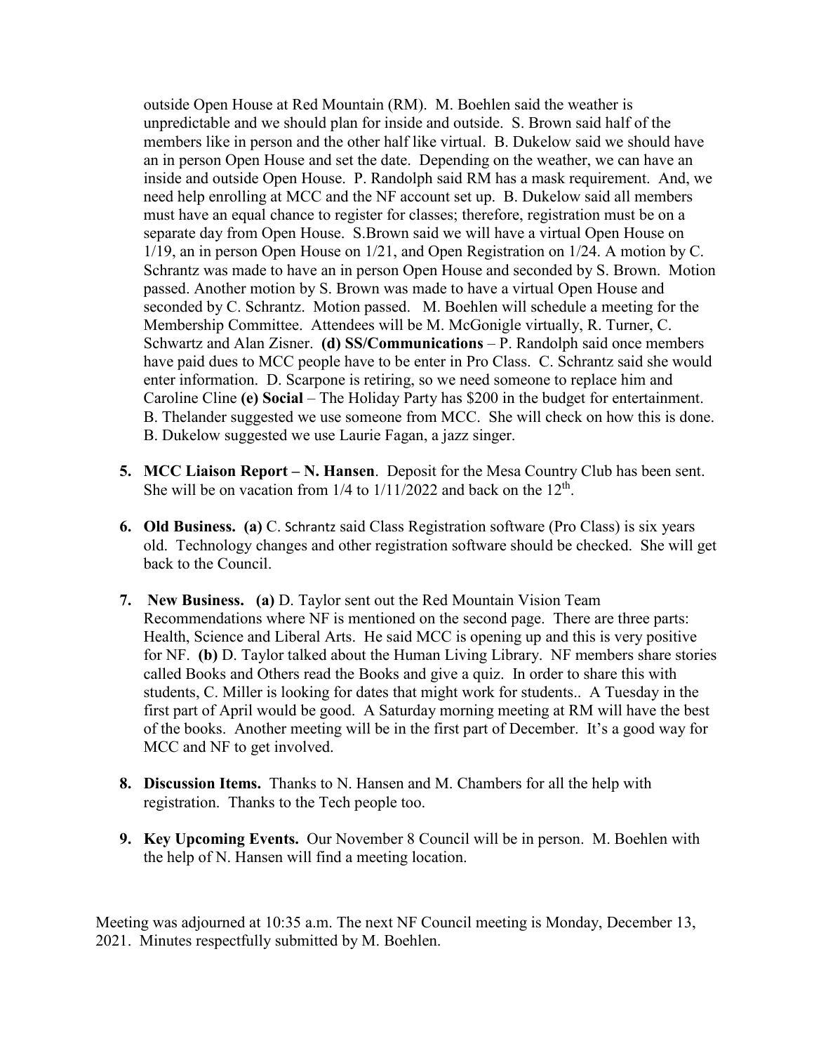outside Open House at Red Mountain (RM). M. Boehlen said the weather is unpredictable and we should plan for inside and outside. S. Brown said half of the members like in person and the other half like virtual. B. Dukelow said we should have an in person Open House and set the date. Depending on the weather, we can have an inside and outside Open House. P. Randolph said RM has a mask requirement. And, we need help enrolling at MCC and the NF account set up. B. Dukelow said all members must have an equal chance to register for classes; therefore, registration must be on a separate day from Open House. S.Brown said we will have a virtual Open House on 1/19, an in person Open House on 1/21, and Open Registration on 1/24. A motion by C. Schrantz was made to have an in person Open House and seconded by S. Brown. Motion passed. Another motion by S. Brown was made to have a virtual Open House and seconded by C. Schrantz. Motion passed. M. Boehlen will schedule a meeting for the Membership Committee. Attendees will be M. McGonigle virtually, R. Turner, C. Schwartz and Alan Zisner. **(d) SS/Communications** – P. Randolph said once members have paid dues to MCC people have to be enter in Pro Class. C. Schrantz said she would enter information. D. Scarpone is retiring, so we need someone to replace him and Caroline Cline **(e) Social** – The Holiday Party has $200 in the budget for entertainment. B. Thelander suggested we use someone from MCC. She will check on how this is done. B. Dukelow suggested we use Laurie Fagan, a jazz singer.

5. **MCC Liaison Report – N. Hansen**. Deposit for the Mesa Country Club has been sent. She will be on vacation from 1/4 to 1/11/2022 and back on the 12th.

6. **Old Business. (a)** C. Schrantz said Class Registration software (Pro Class) is six years old. Technology changes and other registration software should be checked. She will get back to the Council.

7. **New Business. (a)** D. Taylor sent out the Red Mountain Vision Team Recommendations where NF is mentioned on the second page. There are three parts: Health, Science and Liberal Arts. He said MCC is opening up and this is very positive for NF. **(b)** D. Taylor talked about the Human Living Library. NF members share stories called Books and Others read the Books and give a quiz. In order to share this with students, C. Miller is looking for dates that might work for students.. A Tuesday in the first part of April would be good. A Saturday morning meeting at RM will have the best of the books. Another meeting will be in the first part of December. It's a good way for MCC and NF to get involved.

8. **Discussion Items.** Thanks to N. Hansen and M. Chambers for all the help with registration. Thanks to the Tech people too.

9. **Key Upcoming Events.** Our November 8 Council will be in person. M. Boehlen with the help of N. Hansen will find a meeting location.

Meeting was adjourned at 10:35 a.m. The next NF Council meeting is Monday, December 13, 2021. Minutes respectfully submitted by M. Boehlen.